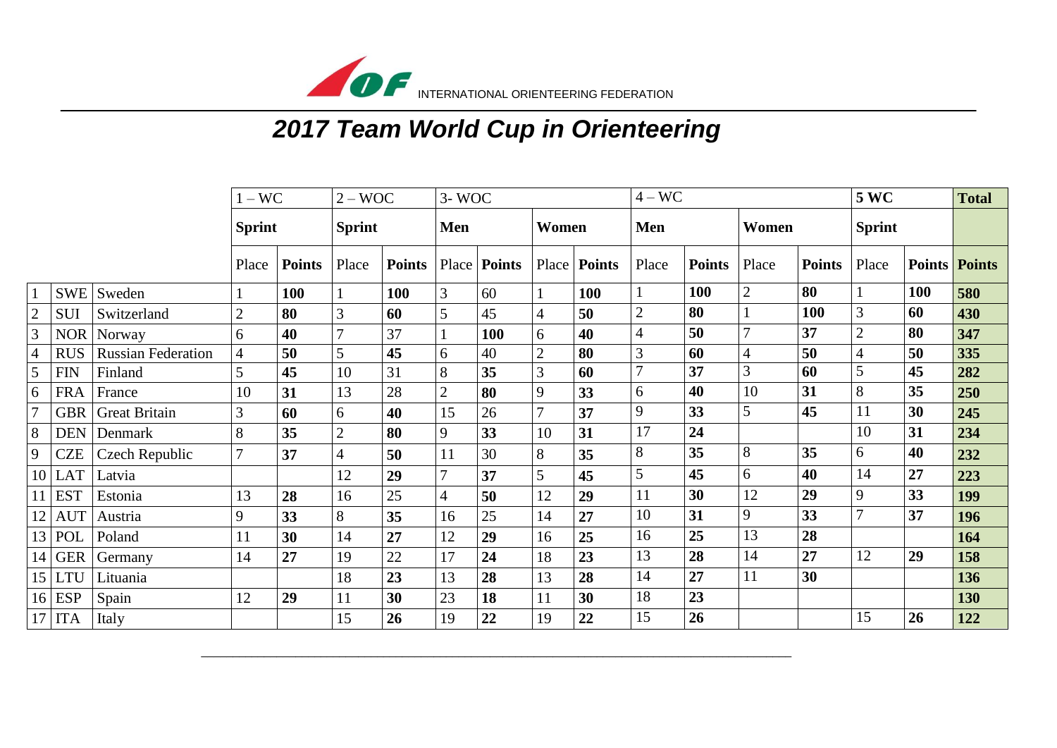INTERNATIONAL ORIENTEERING FEDERATION

# *2017 Team World Cup in Orienteering*

| | | | 1 – WC | | 2 – WOC | | 3- WOC | | | | 4 – WC | | | | 5 WC | | Total |
|---|---|---|---|---|---|---|---|---|---|---|---|---|---|---|---|---|---|
| | | | **Sprint** | | **Sprint** | | **Men** | | **Women** | | **Men** | | **Women** | | **Sprint** | | |
| | | | Place | **Points** | Place | **Points** | Place | **Points** | Place | **Points** | Place | **Points** | Place | **Points** | Place | **Points** | **Points** |
| 1 | SWE | Sweden | 1 | **100** | 1 | **100** | 3 | 60 | 1 | **100** | 1 | **100** | 2 | **80** | 1 | **100** | **580** |
| 2 | SUI | Switzerland | 2 | **80** | 3 | **60** | 5 | 45 | 4 | **50** | 2 | **80** | 1 | **100** | 3 | **60** | **430** |
| 3 | NOR | Norway | 6 | **40** | 7 | 37 | 1 | **100** | 6 | **40** | 4 | **50** | 7 | **37** | 2 | **80** | **347** |
| 4 | RUS | Russian Federation | 4 | **50** | 5 | **45** | 6 | 40 | 2 | **80** | 3 | **60** | 4 | **50** | 4 | **50** | **335** |
| 5 | FIN | Finland | 5 | **45** | 10 | 31 | 8 | **35** | 3 | **60** | 7 | **37** | 3 | **60** | 5 | **45** | **282** |
| 6 | FRA | France | 10 | **31** | 13 | 28 | 2 | **80** | 9 | **33** | 6 | **40** | 10 | **31** | 8 | **35** | **250** |
| 7 | GBR | Great Britain | 3 | **60** | 6 | **40** | 15 | 26 | 7 | **37** | 9 | **33** | 5 | **45** | 11 | **30** | **245** |
| 8 | DEN | Denmark | 8 | **35** | 2 | **80** | 9 | **33** | 10 | **31** | 17 | **24** | | | 10 | **31** | **234** |
| 9 | CZE | Czech Republic | 7 | **37** | 4 | **50** | 11 | 30 | 8 | **35** | 8 | **35** | 8 | **35** | 6 | **40** | **232** |
| 10 | LAT | Latvia | | | 12 | **29** | 7 | **37** | 5 | **45** | 5 | **45** | 6 | **40** | 14 | **27** | **223** |
| 11 | EST | Estonia | 13 | **28** | 16 | 25 | 4 | **50** | 12 | **29** | 11 | **30** | 12 | **29** | 9 | **33** | **199** |
| 12 | AUT | Austria | 9 | **33** | 8 | **35** | 16 | 25 | 14 | **27** | 10 | **31** | 9 | **33** | 7 | **37** | **196** |
| 13 | POL | Poland | 11 | **30** | 14 | **27** | 12 | **29** | 16 | **25** | 16 | **25** | 13 | **28** | | | **164** |
| 14 | GER | Germany | 14 | **27** | 19 | 22 | 17 | **24** | 18 | **23** | 13 | **28** | 14 | **27** | 12 | **29** | **158** |
| 15 | LTU | Lituania | | | 18 | **23** | 13 | **28** | 13 | **28** | 14 | **27** | 11 | **30** | | | **136** |
| 16 | ESP | Spain | 12 | **29** | 11 | **30** | 23 | **18** | 11 | **30** | 18 | **23** | | | | | **130** |
| 17 | ITA | Italy | | | 15 | **26** | 19 | **22** | 19 | **22** | 15 | **26** | | | 15 | **26** | **122** |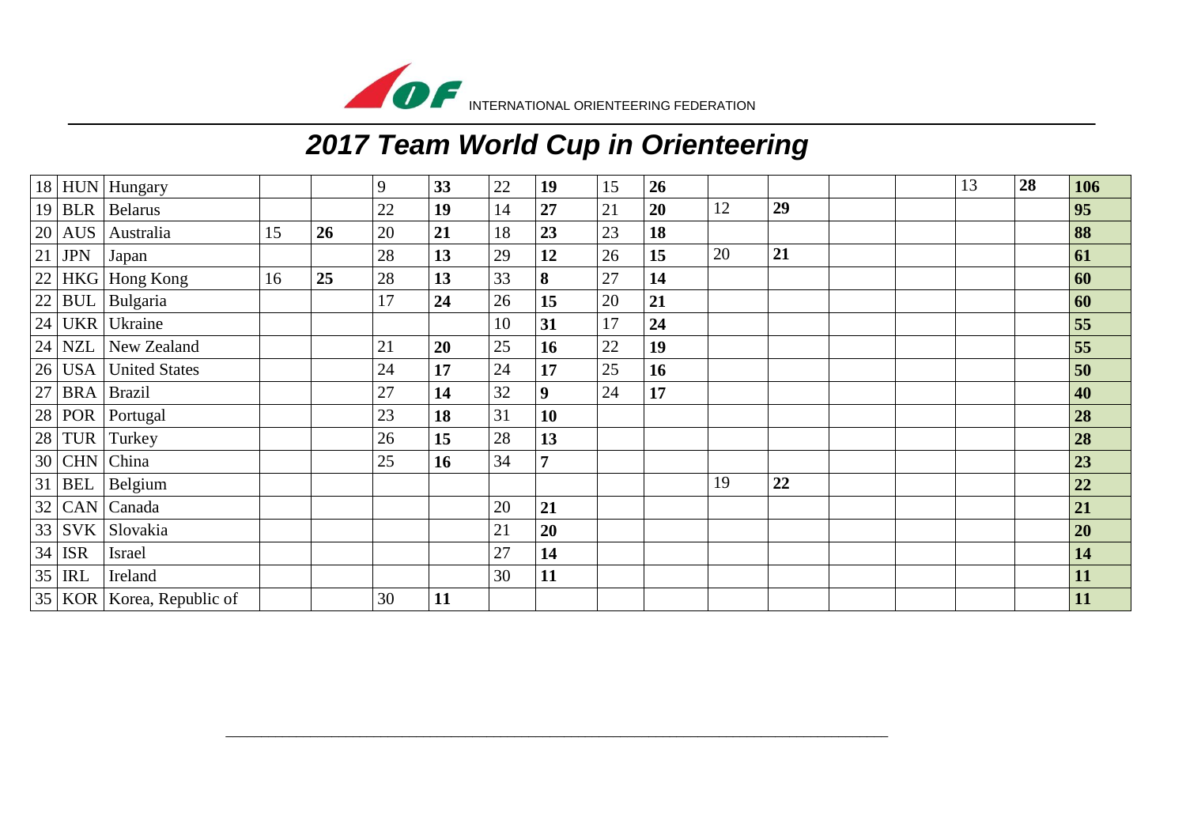INTERNATIONAL ORIENTEERING FEDERATION

# *2017 Team World Cup in Orienteering*

| | | | | | | | | | | | | | | | | | |
|---|---|---|---|---|---|---|---|---|---|---|---|---|---|---|---|---|---|
| 18 | HUN | Hungary | | | 9 | **33** | 22 | **19** | 15 | **26** | | | | | 13 | **28** | **106** |
| 19 | BLR | Belarus | | | 22 | **19** | 14 | **27** | 21 | **20** | 12 | **29** | | | | | **95** |
| 20 | AUS | Australia | 15 | **26** | 20 | **21** | 18 | **23** | 23 | **18** | | | | | | | **88** |
| 21 | JPN | Japan | | | 28 | **13** | 29 | **12** | 26 | **15** | 20 | **21** | | | | | **61** |
| 22 | HKG | Hong Kong | 16 | **25** | 28 | **13** | 33 | **8** | 27 | **14** | | | | | | | **60** |
| 22 | BUL | Bulgaria | | | 17 | **24** | 26 | **15** | 20 | **21** | | | | | | | **60** |
| 24 | UKR | Ukraine | | | | | 10 | **31** | 17 | **24** | | | | | | | **55** |
| 24 | NZL | New Zealand | | | 21 | **20** | 25 | **16** | 22 | **19** | | | | | | | **55** |
| 26 | USA | United States | | | 24 | **17** | 24 | **17** | 25 | **16** | | | | | | | **50** |
| 27 | BRA | Brazil | | | 27 | **14** | 32 | **9** | 24 | **17** | | | | | | | **40** |
| 28 | POR | Portugal | | | 23 | **18** | 31 | **10** | | | | | | | | | **28** |
| 28 | TUR | Turkey | | | 26 | **15** | 28 | **13** | | | | | | | | | **28** |
| 30 | CHN | China | | | 25 | **16** | 34 | **7** | | | | | | | | | **23** |
| 31 | BEL | Belgium | | | | | | | | | 19 | **22** | | | | | **22** |
| 32 | CAN | Canada | | | | | 20 | **21** | | | | | | | | | **21** |
| 33 | SVK | Slovakia | | | | | 21 | **20** | | | | | | | | | **20** |
| 34 | ISR | Israel | | | | | 27 | **14** | | | | | | | | | **14** |
| 35 | IRL | Ireland | | | | | 30 | **11** | | | | | | | | | **11** |
| 35 | KOR | Korea, Republic of | | | 30 | **11** | | | | | | | | | | | **11** |